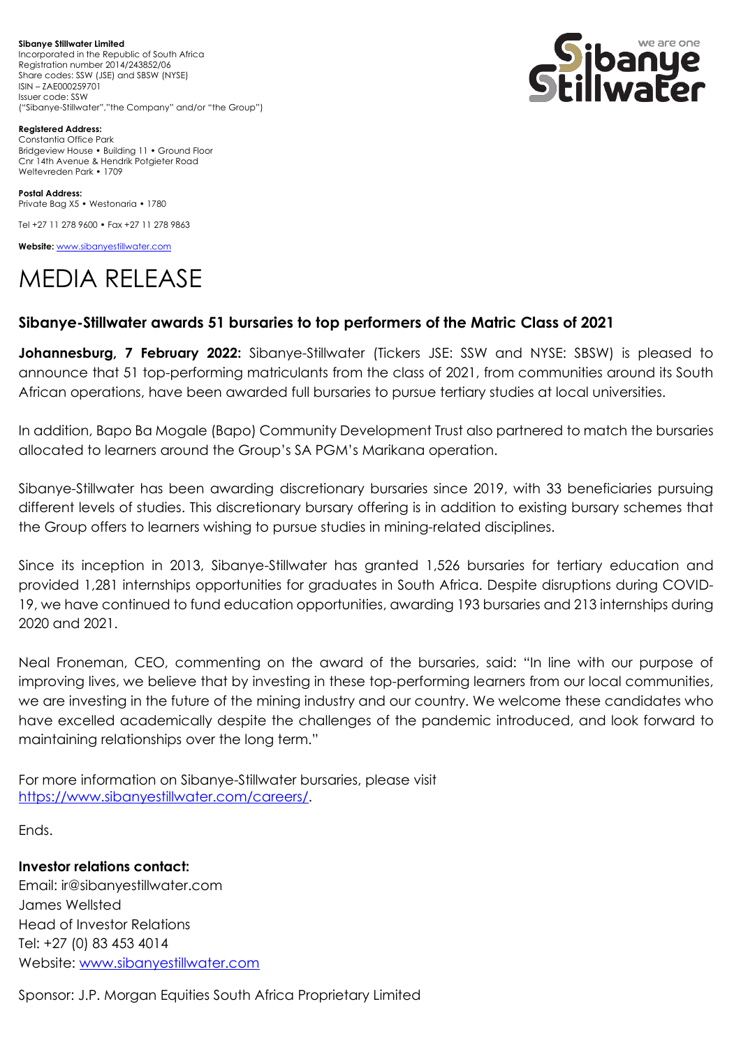**Sibanye Stillwater Limited**
Incorporated in the Republic of South Africa
Registration number 2014/243852/06
Share codes: SSW (JSE) and SBSW (NYSE)
ISIN – ZAE000259701
Issuer code: SSW
("Sibanye-Stillwater","the Company" and/or "the Group")

**Registered Address:**
Constantia Office Park
Bridgeview House • Building 11 • Ground Floor
Cnr 14th Avenue & Hendrik Potgieter Road
Weltevreden Park • 1709

**Postal Address:**
Private Bag X5 • Westonaria • 1780

Tel +27 11 278 9600 • Fax +27 11 278 9863

**Website:** www.sibanyestillwater.com

# MEDIA RELEASE

## Sibanye-Stillwater awards 51 bursaries to top performers of the Matric Class of 2021

**Johannesburg, 7 February 2022:** Sibanye-Stillwater (Tickers JSE: SSW and NYSE: SBSW) is pleased to announce that 51 top-performing matriculants from the class of 2021, from communities around its South African operations, have been awarded full bursaries to pursue tertiary studies at local universities.

In addition, Bapo Ba Mogale (Bapo) Community Development Trust also partnered to match the bursaries allocated to learners around the Group's SA PGM's Marikana operation.

Sibanye-Stillwater has been awarding discretionary bursaries since 2019, with 33 beneficiaries pursuing different levels of studies. This discretionary bursary offering is in addition to existing bursary schemes that the Group offers to learners wishing to pursue studies in mining-related disciplines.

Since its inception in 2013, Sibanye-Stillwater has granted 1,526 bursaries for tertiary education and provided 1,281 internships opportunities for graduates in South Africa. Despite disruptions during COVID-19, we have continued to fund education opportunities, awarding 193 bursaries and 213 internships during 2020 and 2021.

Neal Froneman, CEO, commenting on the award of the bursaries, said: "In line with our purpose of improving lives, we believe that by investing in these top-performing learners from our local communities, we are investing in the future of the mining industry and our country. We welcome these candidates who have excelled academically despite the challenges of the pandemic introduced, and look forward to maintaining relationships over the long term."

For more information on Sibanye-Stillwater bursaries, please visit https://www.sibanyestillwater.com/careers/.

Ends.

**Investor relations contact:**
Email: ir@sibanyestillwater.com
James Wellsted
Head of Investor Relations
Tel: +27 (0) 83 453 4014
Website: www.sibanyestillwater.com

Sponsor: J.P. Morgan Equities South Africa Proprietary Limited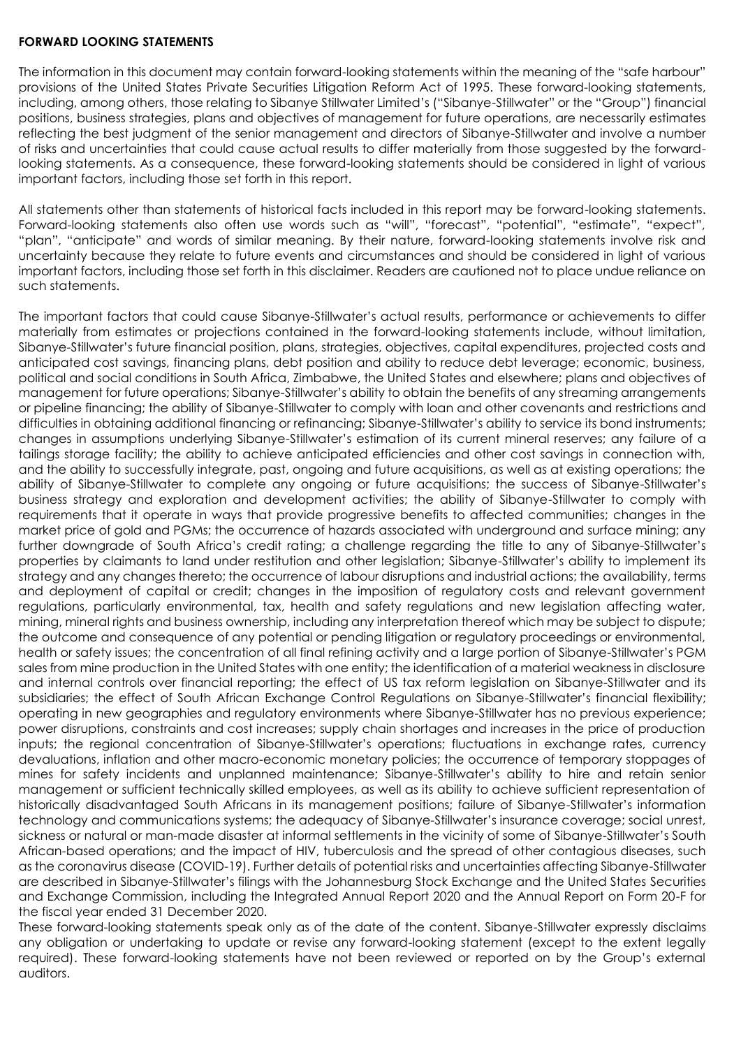**FORWARD LOOKING STATEMENTS**

The information in this document may contain forward-looking statements within the meaning of the "safe harbour" provisions of the United States Private Securities Litigation Reform Act of 1995. These forward-looking statements, including, among others, those relating to Sibanye Stillwater Limited's ("Sibanye-Stillwater" or the "Group") financial positions, business strategies, plans and objectives of management for future operations, are necessarily estimates reflecting the best judgment of the senior management and directors of Sibanye-Stillwater and involve a number of risks and uncertainties that could cause actual results to differ materially from those suggested by the forward-looking statements. As a consequence, these forward-looking statements should be considered in light of various important factors, including those set forth in this report.

All statements other than statements of historical facts included in this report may be forward-looking statements. Forward-looking statements also often use words such as "will", "forecast", "potential", "estimate", "expect", "plan", "anticipate" and words of similar meaning. By their nature, forward-looking statements involve risk and uncertainty because they relate to future events and circumstances and should be considered in light of various important factors, including those set forth in this disclaimer. Readers are cautioned not to place undue reliance on such statements.

The important factors that could cause Sibanye-Stillwater's actual results, performance or achievements to differ materially from estimates or projections contained in the forward-looking statements include, without limitation, Sibanye-Stillwater's future financial position, plans, strategies, objectives, capital expenditures, projected costs and anticipated cost savings, financing plans, debt position and ability to reduce debt leverage; economic, business, political and social conditions in South Africa, Zimbabwe, the United States and elsewhere; plans and objectives of management for future operations; Sibanye-Stillwater's ability to obtain the benefits of any streaming arrangements or pipeline financing; the ability of Sibanye-Stillwater to comply with loan and other covenants and restrictions and difficulties in obtaining additional financing or refinancing; Sibanye-Stillwater's ability to service its bond instruments; changes in assumptions underlying Sibanye-Stillwater's estimation of its current mineral reserves; any failure of a tailings storage facility; the ability to achieve anticipated efficiencies and other cost savings in connection with, and the ability to successfully integrate, past, ongoing and future acquisitions, as well as at existing operations; the ability of Sibanye-Stillwater to complete any ongoing or future acquisitions; the success of Sibanye-Stillwater's business strategy and exploration and development activities; the ability of Sibanye-Stillwater to comply with requirements that it operate in ways that provide progressive benefits to affected communities; changes in the market price of gold and PGMs; the occurrence of hazards associated with underground and surface mining; any further downgrade of South Africa's credit rating; a challenge regarding the title to any of Sibanye-Stillwater's properties by claimants to land under restitution and other legislation; Sibanye-Stillwater's ability to implement its strategy and any changes thereto; the occurrence of labour disruptions and industrial actions; the availability, terms and deployment of capital or credit; changes in the imposition of regulatory costs and relevant government regulations, particularly environmental, tax, health and safety regulations and new legislation affecting water, mining, mineral rights and business ownership, including any interpretation thereof which may be subject to dispute; the outcome and consequence of any potential or pending litigation or regulatory proceedings or environmental, health or safety issues; the concentration of all final refining activity and a large portion of Sibanye-Stillwater's PGM sales from mine production in the United States with one entity; the identification of a material weakness in disclosure and internal controls over financial reporting; the effect of US tax reform legislation on Sibanye-Stillwater and its subsidiaries; the effect of South African Exchange Control Regulations on Sibanye-Stillwater's financial flexibility; operating in new geographies and regulatory environments where Sibanye-Stillwater has no previous experience; power disruptions, constraints and cost increases; supply chain shortages and increases in the price of production inputs; the regional concentration of Sibanye-Stillwater's operations; fluctuations in exchange rates, currency devaluations, inflation and other macro-economic monetary policies; the occurrence of temporary stoppages of mines for safety incidents and unplanned maintenance; Sibanye-Stillwater's ability to hire and retain senior management or sufficient technically skilled employees, as well as its ability to achieve sufficient representation of historically disadvantaged South Africans in its management positions; failure of Sibanye-Stillwater's information technology and communications systems; the adequacy of Sibanye-Stillwater's insurance coverage; social unrest, sickness or natural or man-made disaster at informal settlements in the vicinity of some of Sibanye-Stillwater's South African-based operations; and the impact of HIV, tuberculosis and the spread of other contagious diseases, such as the coronavirus disease (COVID-19). Further details of potential risks and uncertainties affecting Sibanye-Stillwater are described in Sibanye-Stillwater's filings with the Johannesburg Stock Exchange and the United States Securities and Exchange Commission, including the Integrated Annual Report 2020 and the Annual Report on Form 20-F for the fiscal year ended 31 December 2020.

These forward-looking statements speak only as of the date of the content. Sibanye-Stillwater expressly disclaims any obligation or undertaking to update or revise any forward-looking statement (except to the extent legally required). These forward-looking statements have not been reviewed or reported on by the Group's external auditors.